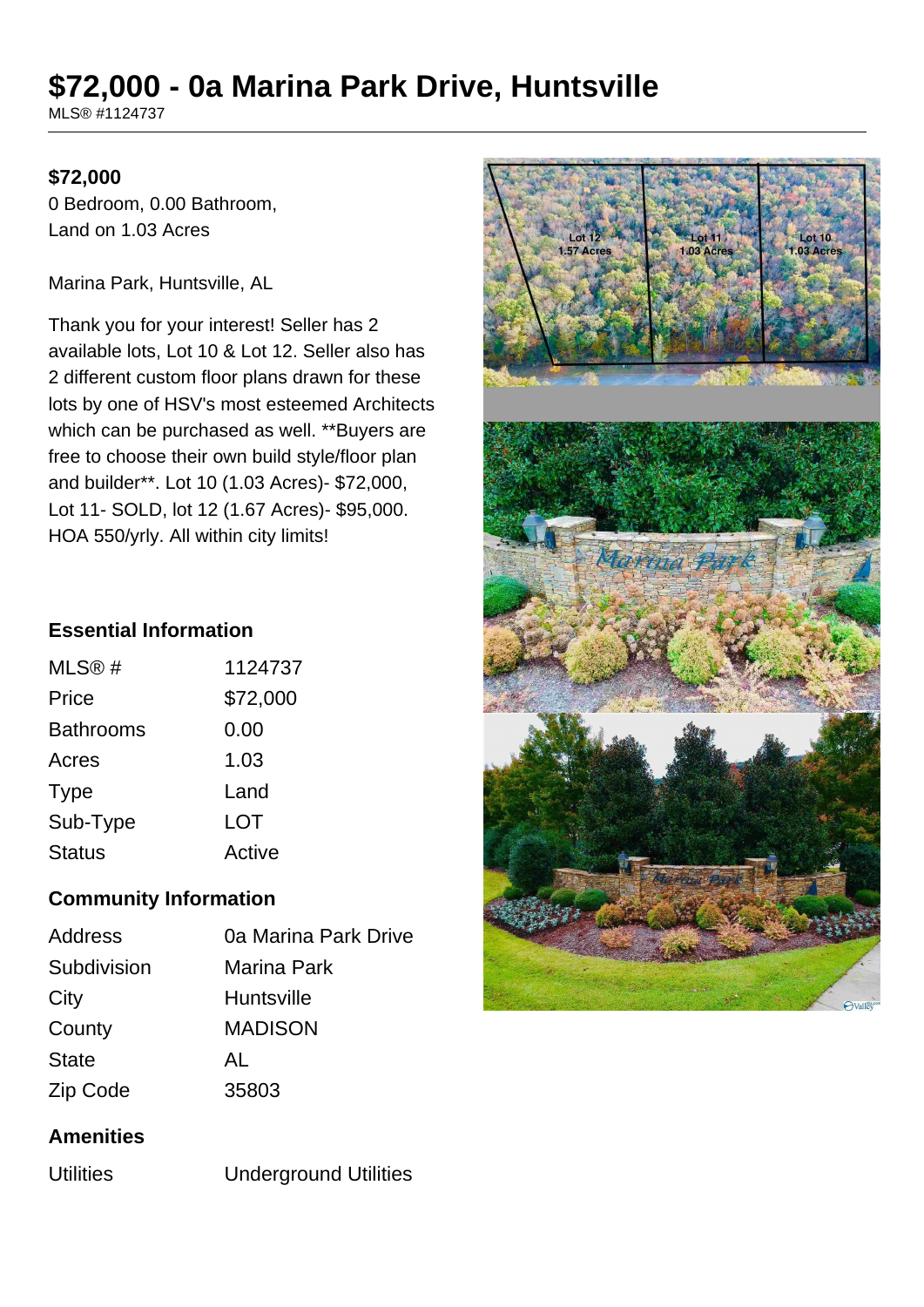# $72,000 - 0a Marina Park Drive, Huntsville

MLS® #1124737

**$72,000**

0 Bedroom, 0.00 Bathroom, Land on 1.03 Acres

Marina Park, Huntsville, AL

Thank you for your interest! Seller has 2 available lots, Lot 10 & Lot 12. Seller also has 2 different custom floor plans drawn for these lots by one of HSV's most esteemed Architects which can be purchased as well. **Buyers are free to choose their own build style/floor plan and builder**. Lot 10 (1.03 Acres)- $72,000, Lot 11- SOLD, lot 12 (1.67 Acres)- $95,000. HOA 550/yrly. All within city limits!

## Essential Information

| | |
|---|---|
| MLS® # | 1124737 |
| Price | $72,000 |
| Bathrooms | 0.00 |
| Acres | 1.03 |
| Type | Land |
| Sub-Type | LOT |
| Status | Active |

## Community Information

| | |
|---|---|
| Address | 0a Marina Park Drive |
| Subdivision | Marina Park |
| City | Huntsville |
| County | MADISON |
| State | AL |
| Zip Code | 35803 |

## Amenities

| | |
|---|---|
| Utilities | Underground Utilities |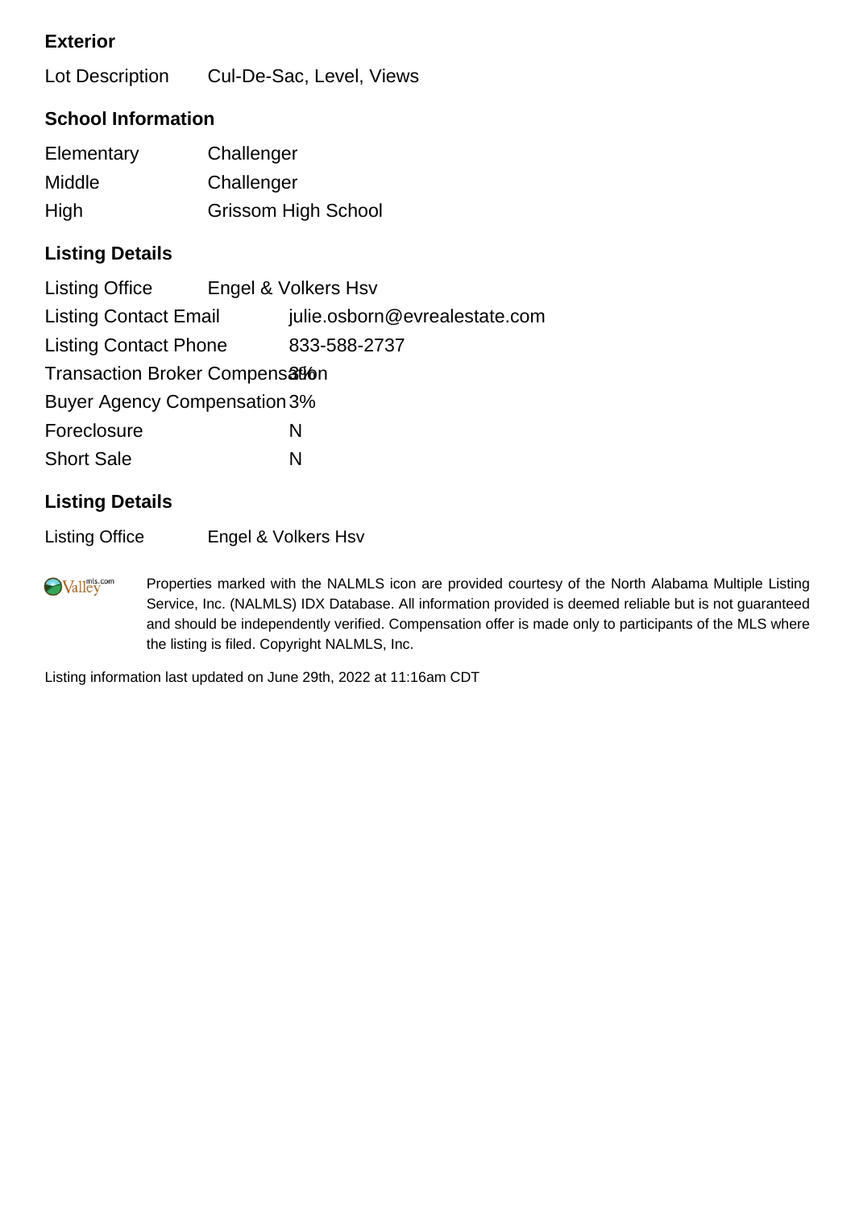### Exterior

| | |
|---|---|
| Lot Description | Cul-De-Sac, Level, Views |

### School Information

| | |
|---|---|
| Elementary | Challenger |
| Middle | Challenger |
| High | Grissom High School |

### Listing Details

| | |
|---|---|
| Listing Office | Engel & Volkers Hsv |
| Listing Contact Email | julie.osborn@evrealestate.com |
| Listing Contact Phone | 833-588-2737 |
| Transaction Broker Compensation | 3% |
| Buyer Agency Compensation | 3% |
| Foreclosure | N |
| Short Sale | N |

### Listing Details

| | |
|---|---|
| Listing Office | Engel & Volkers Hsv |

Properties marked with the NALMLS icon are provided courtesy of the North Alabama Multiple Listing Service, Inc. (NALMLS) IDX Database. All information provided is deemed reliable but is not guaranteed and should be independently verified. Compensation offer is made only to participants of the MLS where the listing is filed. Copyright NALMLS, Inc.

Listing information last updated on June 29th, 2022 at 11:16am CDT